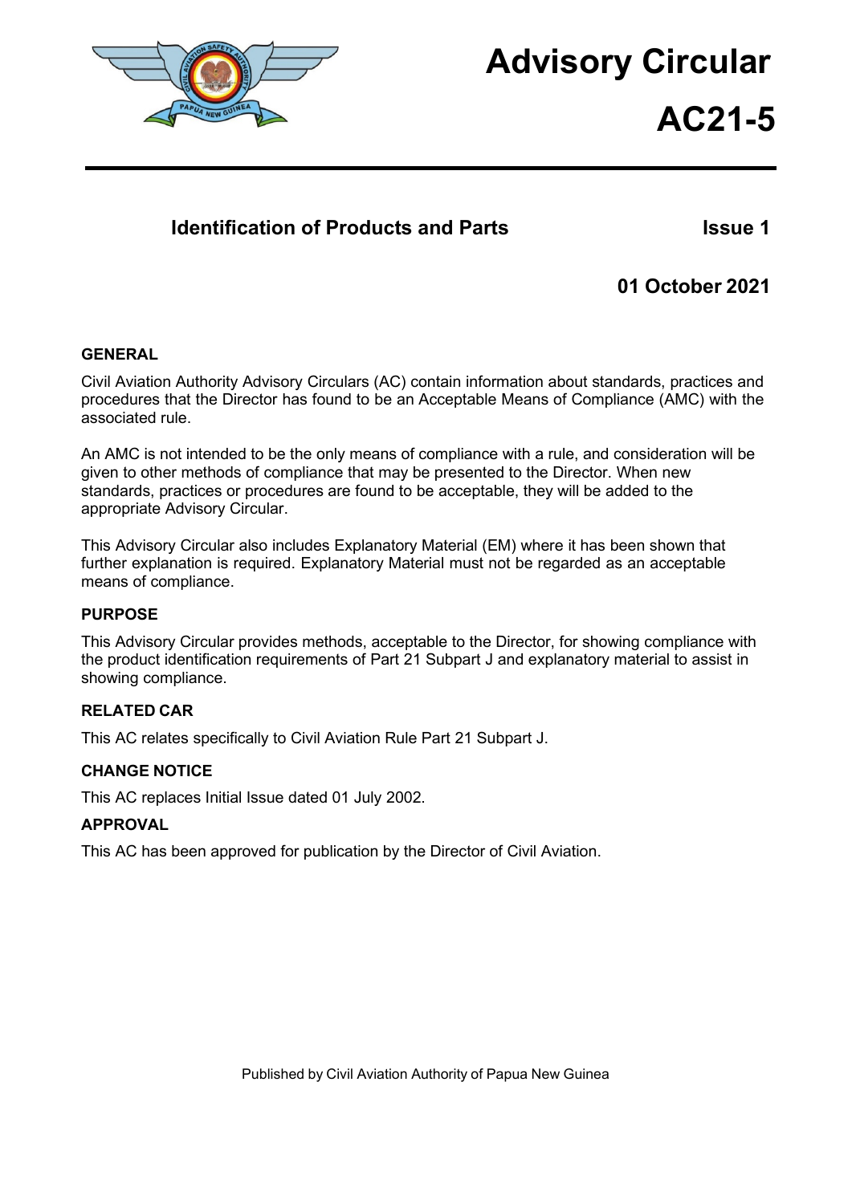# Advisory Circular

# AC21-5

## Identification of Products and Parts

**Issue 1**

**01 October 2021**

### GENERAL

Civil Aviation Authority Advisory Circulars (AC) contain information about standards, practices and procedures that the Director has found to be an Acceptable Means of Compliance (AMC) with the associated rule.

An AMC is not intended to be the only means of compliance with a rule, and consideration will be given to other methods of compliance that may be presented to the Director. When new standards, practices or procedures are found to be acceptable, they will be added to the appropriate Advisory Circular.

This Advisory Circular also includes Explanatory Material (EM) where it has been shown that further explanation is required. Explanatory Material must not be regarded as an acceptable means of compliance.

### PURPOSE

This Advisory Circular provides methods, acceptable to the Director, for showing compliance with the product identification requirements of Part 21 Subpart J and explanatory material to assist in showing compliance.

### RELATED CAR

This AC relates specifically to Civil Aviation Rule Part 21 Subpart J.

### CHANGE NOTICE

This AC replaces Initial Issue dated 01 July 2002.

### APPROVAL

This AC has been approved for publication by the Director of Civil Aviation.

Published by Civil Aviation Authority of Papua New Guinea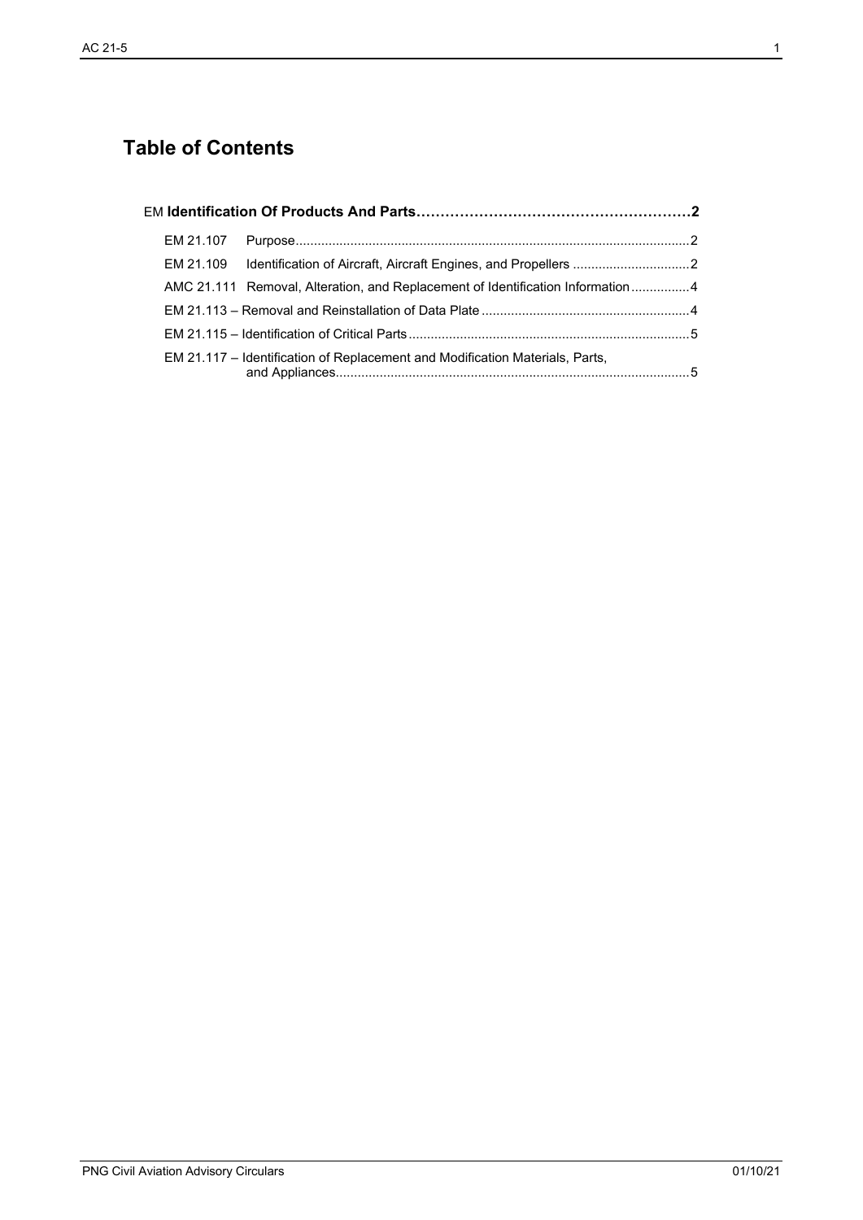# Table of Contents

**EM Identification Of Products And Parts……………………………………………………2**

- EM 21.107 Purpose........................................................................................................2
- EM 21.109 Identification of Aircraft, Aircraft Engines, and Propellers ................................2
- AMC 21.111 Removal, Alteration, and Replacement of Identification Information................4
- EM 21.113 – Removal and Reinstallation of Data Plate .........................................................4
- EM 21.115 – Identification of Critical Parts.............................................................................5
- EM 21.117 – Identification of Replacement and Modification Materials, Parts, and Appliances.................................................................................................5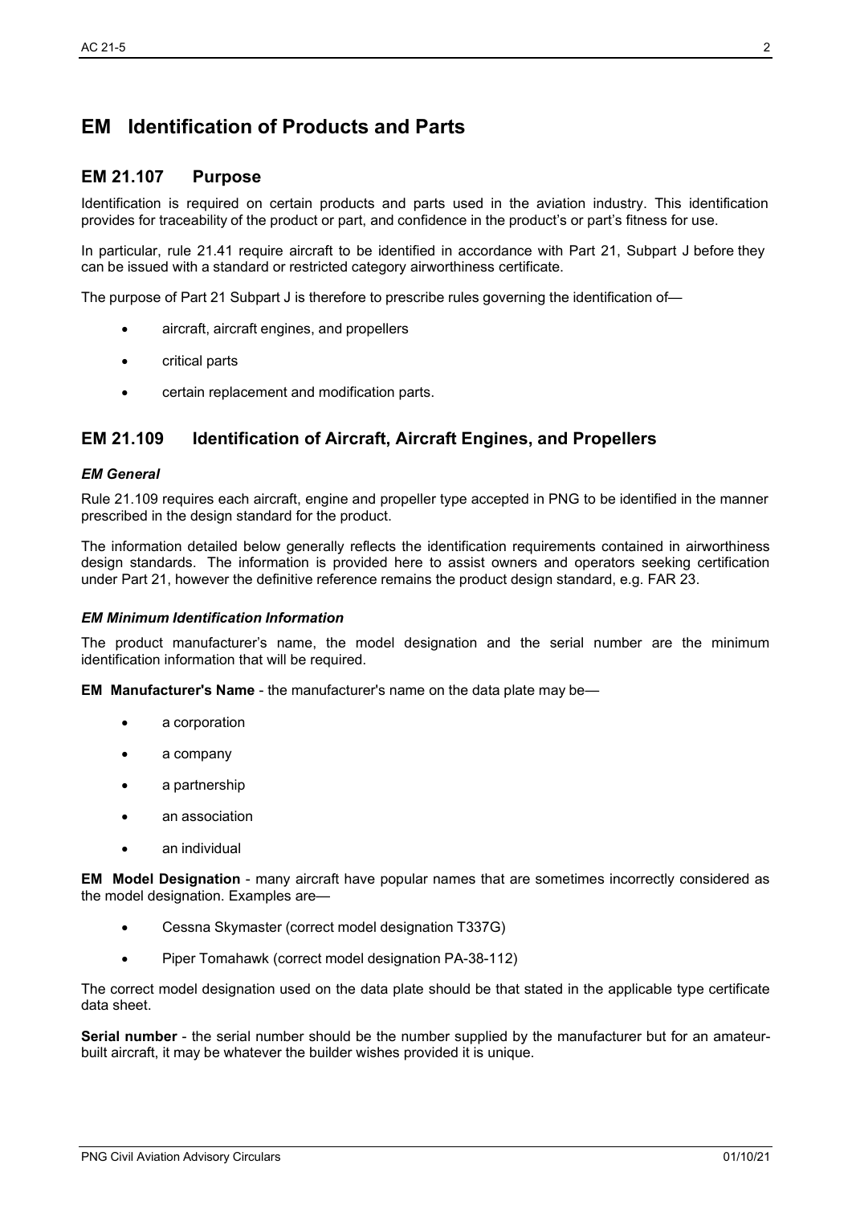# EM Identification of Products and Parts

## EM 21.107 Purpose

Identification is required on certain products and parts used in the aviation industry. This identification provides for traceability of the product or part, and confidence in the product's or part's fitness for use.

In particular, rule 21.41 require aircraft to be identified in accordance with Part 21, Subpart J before they can be issued with a standard or restricted category airworthiness certificate.

The purpose of Part 21 Subpart J is therefore to prescribe rules governing the identification of—

- aircraft, aircraft engines, and propellers
- critical parts
- certain replacement and modification parts.

## EM 21.109 Identification of Aircraft, Aircraft Engines, and Propellers

#### *EM General*

Rule 21.109 requires each aircraft, engine and propeller type accepted in PNG to be identified in the manner prescribed in the design standard for the product.

The information detailed below generally reflects the identification requirements contained in airworthiness design standards. The information is provided here to assist owners and operators seeking certification under Part 21, however the definitive reference remains the product design standard, e.g. FAR 23.

#### *EM Minimum Identification Information*

The product manufacturer's name, the model designation and the serial number are the minimum identification information that will be required.

**EM Manufacturer's Name** - the manufacturer's name on the data plate may be—

- a corporation
- a company
- a partnership
- an association
- an individual

**EM Model Designation** - many aircraft have popular names that are sometimes incorrectly considered as the model designation. Examples are—

- Cessna Skymaster (correct model designation T337G)
- Piper Tomahawk (correct model designation PA-38-112)

The correct model designation used on the data plate should be that stated in the applicable type certificate data sheet.

**Serial number** - the serial number should be the number supplied by the manufacturer but for an amateur-built aircraft, it may be whatever the builder wishes provided it is unique.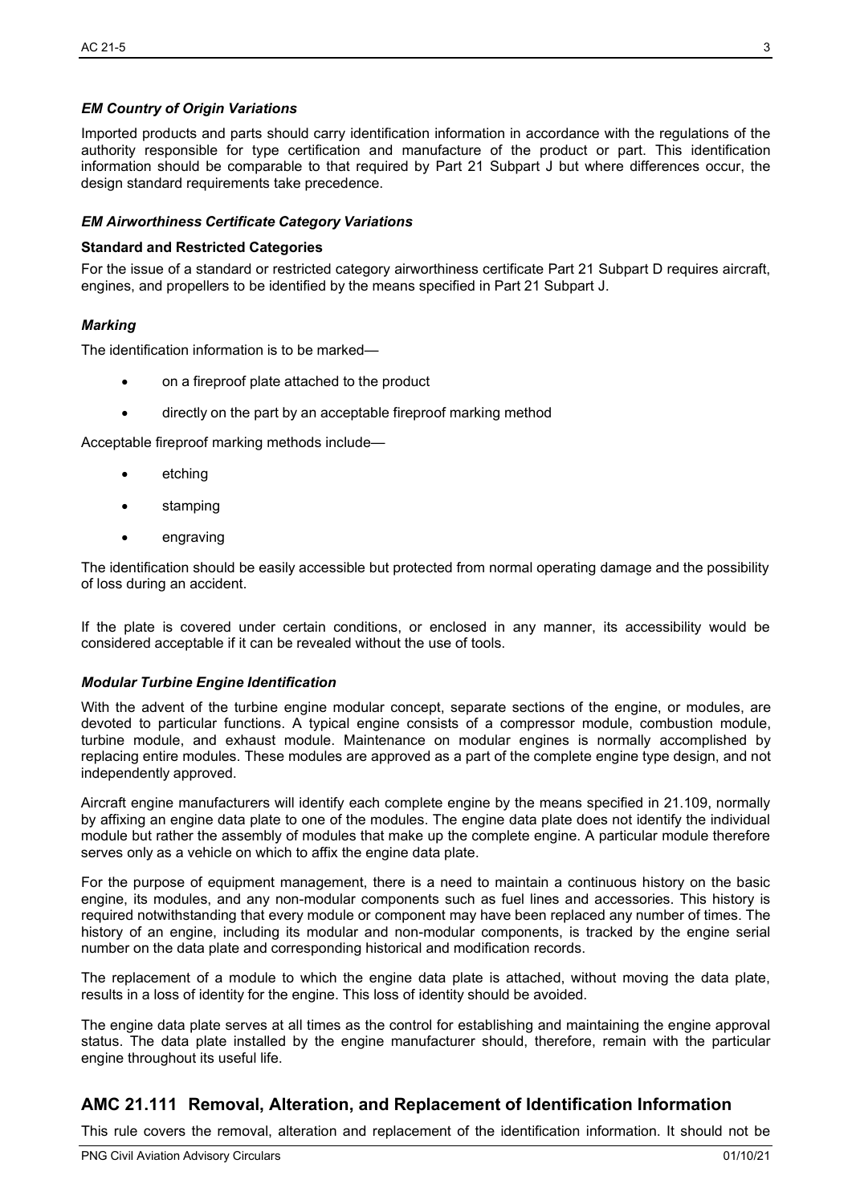### *EM Country of Origin Variations*

Imported products and parts should carry identification information in accordance with the regulations of the authority responsible for type certification and manufacture of the product or part. This identification information should be comparable to that required by Part 21 Subpart J but where differences occur, the design standard requirements take precedence.

### *EM Airworthiness Certificate Category Variations*

**Standard and Restricted Categories**

For the issue of a standard or restricted category airworthiness certificate Part 21 Subpart D requires aircraft, engines, and propellers to be identified by the means specified in Part 21 Subpart J.

### *Marking*

The identification information is to be marked—

- on a fireproof plate attached to the product
- directly on the part by an acceptable fireproof marking method

Acceptable fireproof marking methods include—

- etching
- stamping
- engraving

The identification should be easily accessible but protected from normal operating damage and the possibility of loss during an accident.

If the plate is covered under certain conditions, or enclosed in any manner, its accessibility would be considered acceptable if it can be revealed without the use of tools.

### *Modular Turbine Engine Identification*

With the advent of the turbine engine modular concept, separate sections of the engine, or modules, are devoted to particular functions. A typical engine consists of a compressor module, combustion module, turbine module, and exhaust module. Maintenance on modular engines is normally accomplished by replacing entire modules. These modules are approved as a part of the complete engine type design, and not independently approved.

Aircraft engine manufacturers will identify each complete engine by the means specified in 21.109, normally by affixing an engine data plate to one of the modules. The engine data plate does not identify the individual module but rather the assembly of modules that make up the complete engine. A particular module therefore serves only as a vehicle on which to affix the engine data plate.

For the purpose of equipment management, there is a need to maintain a continuous history on the basic engine, its modules, and any non-modular components such as fuel lines and accessories. This history is required notwithstanding that every module or component may have been replaced any number of times. The history of an engine, including its modular and non-modular components, is tracked by the engine serial number on the data plate and corresponding historical and modification records.

The replacement of a module to which the engine data plate is attached, without moving the data plate, results in a loss of identity for the engine. This loss of identity should be avoided.

The engine data plate serves at all times as the control for establishing and maintaining the engine approval status. The data plate installed by the engine manufacturer should, therefore, remain with the particular engine throughout its useful life.

## AMC 21.111 Removal, Alteration, and Replacement of Identification Information

This rule covers the removal, alteration and replacement of the identification information. It should not be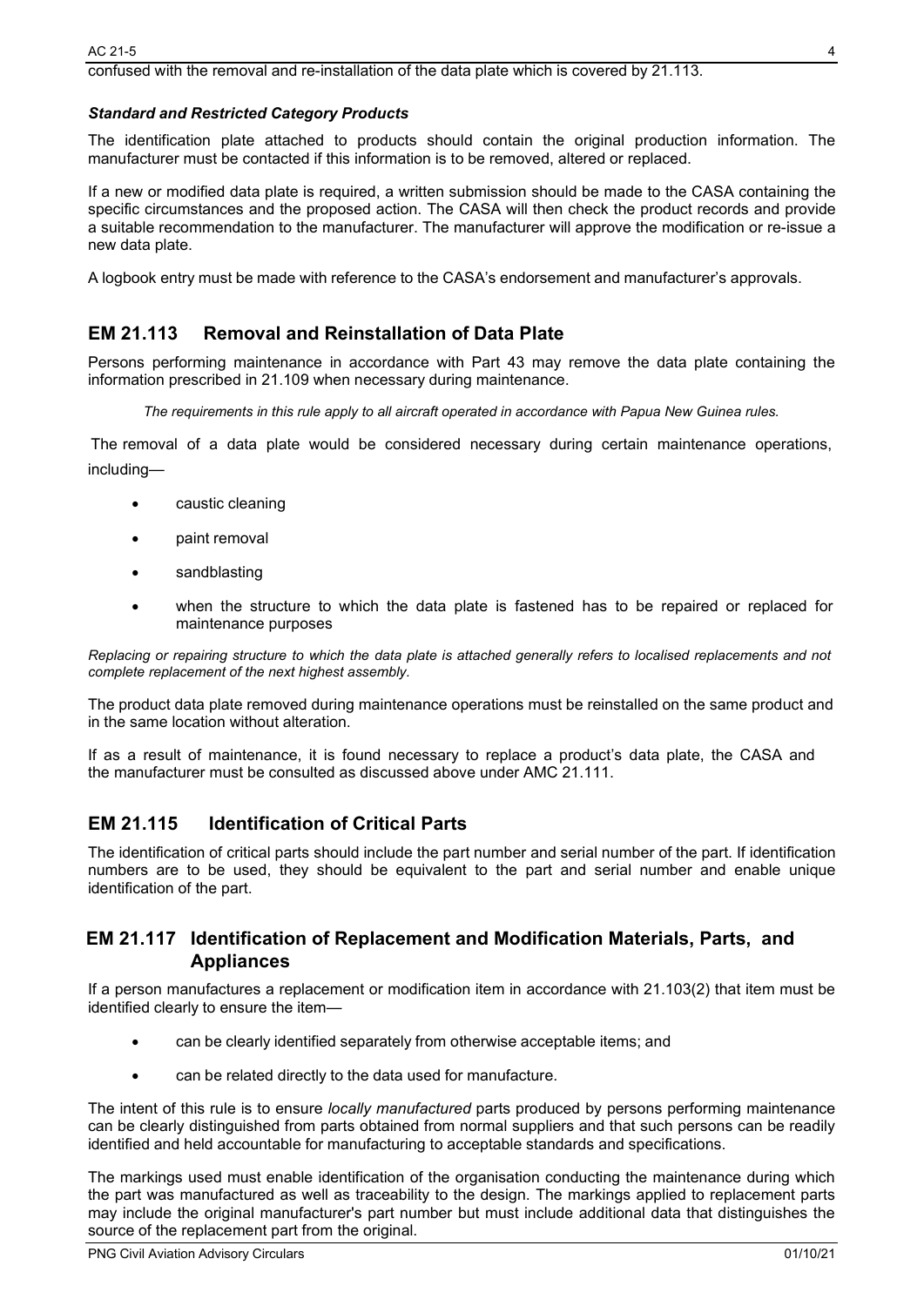confused with the removal and re-installation of the data plate which is covered by 21.113.

***Standard and Restricted Category Products***

The identification plate attached to products should contain the original production information. The manufacturer must be contacted if this information is to be removed, altered or replaced.

If a new or modified data plate is required, a written submission should be made to the CASA containing the specific circumstances and the proposed action. The CASA will then check the product records and provide a suitable recommendation to the manufacturer. The manufacturer will approve the modification or re-issue a new data plate.

A logbook entry must be made with reference to the CASA's endorsement and manufacturer's approvals.

## EM 21.113 Removal and Reinstallation of Data Plate

Persons performing maintenance in accordance with Part 43 may remove the data plate containing the information prescribed in 21.109 when necessary during maintenance.

*The requirements in this rule apply to all aircraft operated in accordance with Papua New Guinea rules.*

The removal of a data plate would be considered necessary during certain maintenance operations, including—

- caustic cleaning
- paint removal
- sandblasting
- when the structure to which the data plate is fastened has to be repaired or replaced for maintenance purposes

*Replacing or repairing structure to which the data plate is attached generally refers to localised replacements and not complete replacement of the next highest assembly.*

The product data plate removed during maintenance operations must be reinstalled on the same product and in the same location without alteration.

If as a result of maintenance, it is found necessary to replace a product's data plate, the CASA and the manufacturer must be consulted as discussed above under AMC 21.111.

## EM 21.115 Identification of Critical Parts

The identification of critical parts should include the part number and serial number of the part. If identification numbers are to be used, they should be equivalent to the part and serial number and enable unique identification of the part.

## EM 21.117 Identification of Replacement and Modification Materials, Parts, and Appliances

If a person manufactures a replacement or modification item in accordance with 21.103(2) that item must be identified clearly to ensure the item—

- can be clearly identified separately from otherwise acceptable items; and
- can be related directly to the data used for manufacture.

The intent of this rule is to ensure *locally manufactured* parts produced by persons performing maintenance can be clearly distinguished from parts obtained from normal suppliers and that such persons can be readily identified and held accountable for manufacturing to acceptable standards and specifications.

The markings used must enable identification of the organisation conducting the maintenance during which the part was manufactured as well as traceability to the design. The markings applied to replacement parts may include the original manufacturer's part number but must include additional data that distinguishes the source of the replacement part from the original.